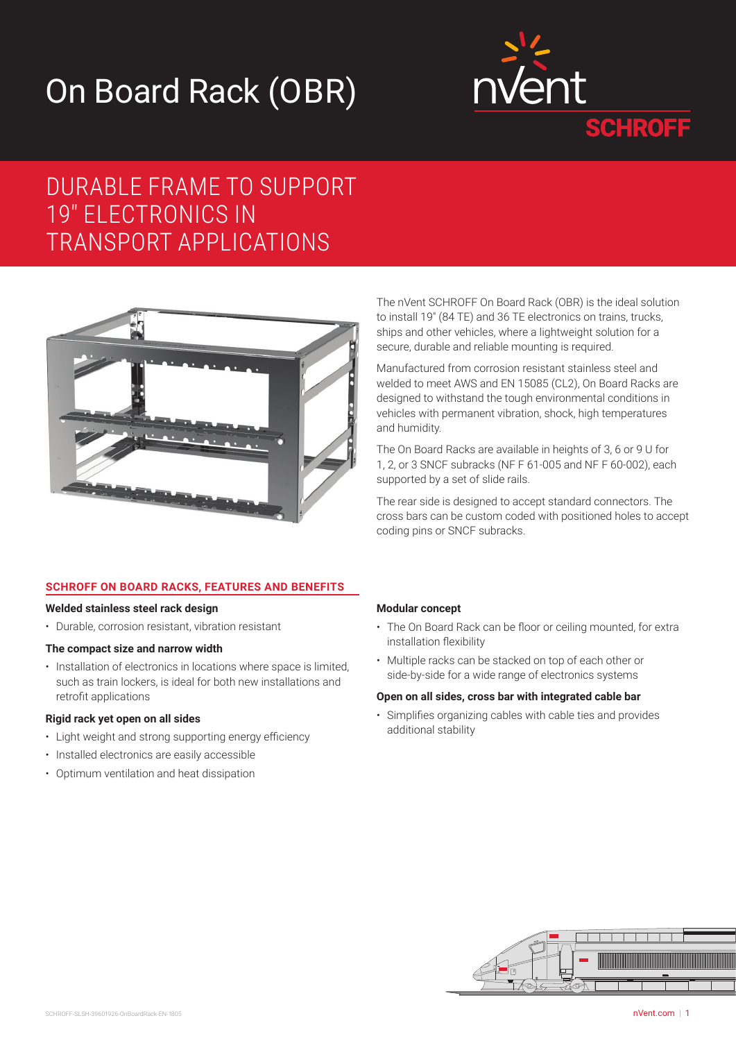# On Board Rack (OBR)

## DURABLE FRAME TO SUPPORT 19" ELECTRONICS IN TRANSPORT APPLICATIONS

The nVent SCHROFF On Board Rack (OBR) is the ideal solution to install 19" (84 TE) and 36 TE electronics on trains, trucks, ships and other vehicles, where a lightweight solution for a secure, durable and reliable mounting is required.

Manufactured from corrosion resistant stainless steel and welded to meet AWS and EN 15085 (CL2), On Board Racks are designed to withstand the tough environmental conditions in vehicles with permanent vibration, shock, high temperatures and humidity.

The On Board Racks are available in heights of 3, 6 or 9 U for 1, 2, or 3 SNCF subracks (NF F 61-005 and NF F 60-002), each supported by a set of slide rails.

The rear side is designed to accept standard connectors. The cross bars can be custom coded with positioned holes to accept coding pins or SNCF subracks.

### SCHROFF ON BOARD RACKS, FEATURES AND BENEFITS

**Welded stainless steel rack design**

- Durable, corrosion resistant, vibration resistant

**The compact size and narrow width**

- Installation of electronics in locations where space is limited, such as train lockers, is ideal for both new installations and retrofit applications

**Rigid rack yet open on all sides**

- Light weight and strong supporting energy efficiency
- Installed electronics are easily accessible
- Optimum ventilation and heat dissipation

**Modular concept**

- The On Board Rack can be floor or ceiling mounted, for extra installation flexibility
- Multiple racks can be stacked on top of each other or side-by-side for a wide range of electronics systems

**Open on all sides, cross bar with integrated cable bar**

- Simplifies organizing cables with cable ties and provides additional stability

SCHROFF-SLSH-39601926-OnBoardRack-EN-1805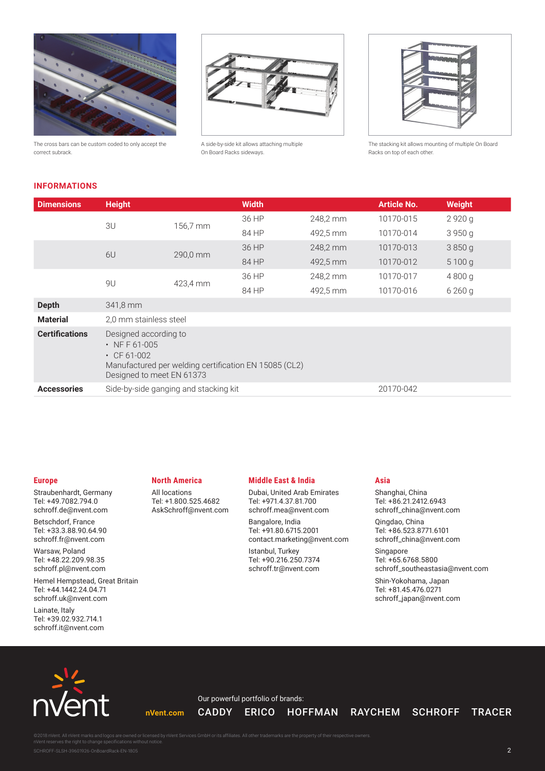The cross bars can be custom coded to only accept the correct subrack.

A side-by-side kit allows attaching multiple On Board Racks sideways.

The stacking kit allows mounting of multiple On Board Racks on top of each other.

## INFORMATIONS

| Dimensions | Height | | Width | | Article No. | Weight |
|---|---|---|---|---|---|---|
| | 3U | 156,7 mm | 36 HP | 248,2 mm | 10170-015 | 2 920 g |
| | | | 84 HP | 492,5 mm | 10170-014 | 3 950 g |
| | 6U | 290,0 mm | 36 HP | 248,2 mm | 10170-013 | 3 850 g |
| | | | 84 HP | 492,5 mm | 10170-012 | 5 100 g |
| | 9U | 423,4 mm | 36 HP | 248,2 mm | 10170-017 | 4 800 g |
| | | | 84 HP | 492,5 mm | 10170-016 | 6 260 g |
| **Depth** | 341,8 mm | | | | | |
| **Material** | 2,0 mm stainless steel | | | | | |
| **Certifications** | Designed according to<br>• NF F 61-005<br>• CF 61-002<br>Manufactured per welding certification EN 15085 (CL2)<br>Designed to meet EN 61373 | | | | | |
| **Accessories** | Side-by-side ganging and stacking kit | | | | 20170-042 | |

**Europe**

Straubenhardt, Germany
Tel: +49.7082.794.0
schroff.de@nvent.com

Betschdorf, France
Tel: +33.3.88.90.64.90
schroff.fr@nvent.com

Warsaw, Poland
Tel: +48.22.209.98.35
schroff.pl@nvent.com

Hemel Hempstead, Great Britain
Tel: +44.1442.24.04.71
schroff.uk@nvent.com

Lainate, Italy
Tel: +39.02.932.714.1
schroff.it@nvent.com

**North America**

All locations
Tel: +1.800.525.4682
AskSchroff@nvent.com

**Middle East & India**

Dubai, United Arab Emirates
Tel: +971.4.37.81.700
schroff.mea@nvent.com

Bangalore, India
Tel: +91.80.6715.2001
contact.marketing@nvent.com

Istanbul, Turkey
Tel: +90.216.250.7374
schroff.tr@nvent.com

**Asia**

Shanghai, China
Tel: +86.21.2412.6943
schroff_china@nvent.com

Qingdao, China
Tel: +86.523.8771.6101
schroff_china@nvent.com

Singapore
Tel: +65.6768.5800
schroff_southeastasia@nvent.com

Shin-Yokohama, Japan
Tel: +81.45.476.0271
schroff_japan@nvent.com

nVent.com

Our powerful portfolio of brands:
CADDY ERICO HOFFMAN RAYCHEM SCHROFF TRACER

©2018 nVent. All nVent marks and logos are owned or licensed by nVent Services GmbH or its affiliates. All other trademarks are the property of their respective owners.
nVent reserves the right to change specifications without notice.

SCHROFF-SLSH-39601926-OnBoardRack-EN-1805